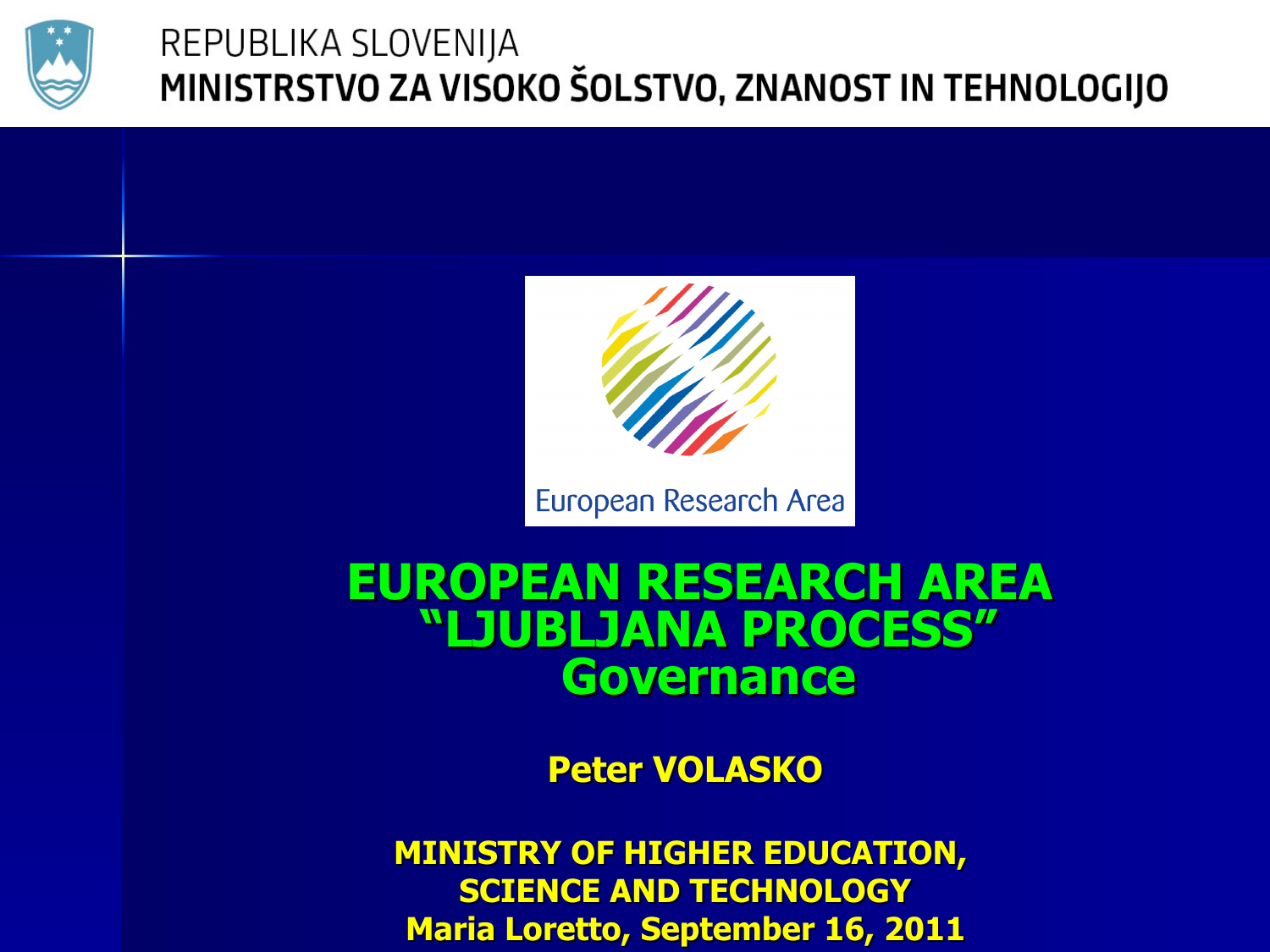REPUBLIKA SLOVENIJA

MINISTRSTVO ZA VISOKO ŠOLSTVO, ZNANOST IN TEHNOLOGIJO

European Research Area

# EUROPEAN RESEARCH AREA “LJUBLJANA PROCESS” Governance

**Peter VOLASKO**

**MINISTRY OF HIGHER EDUCATION, SCIENCE AND TECHNOLOGY**

**Maria Loretto, September 16, 2011**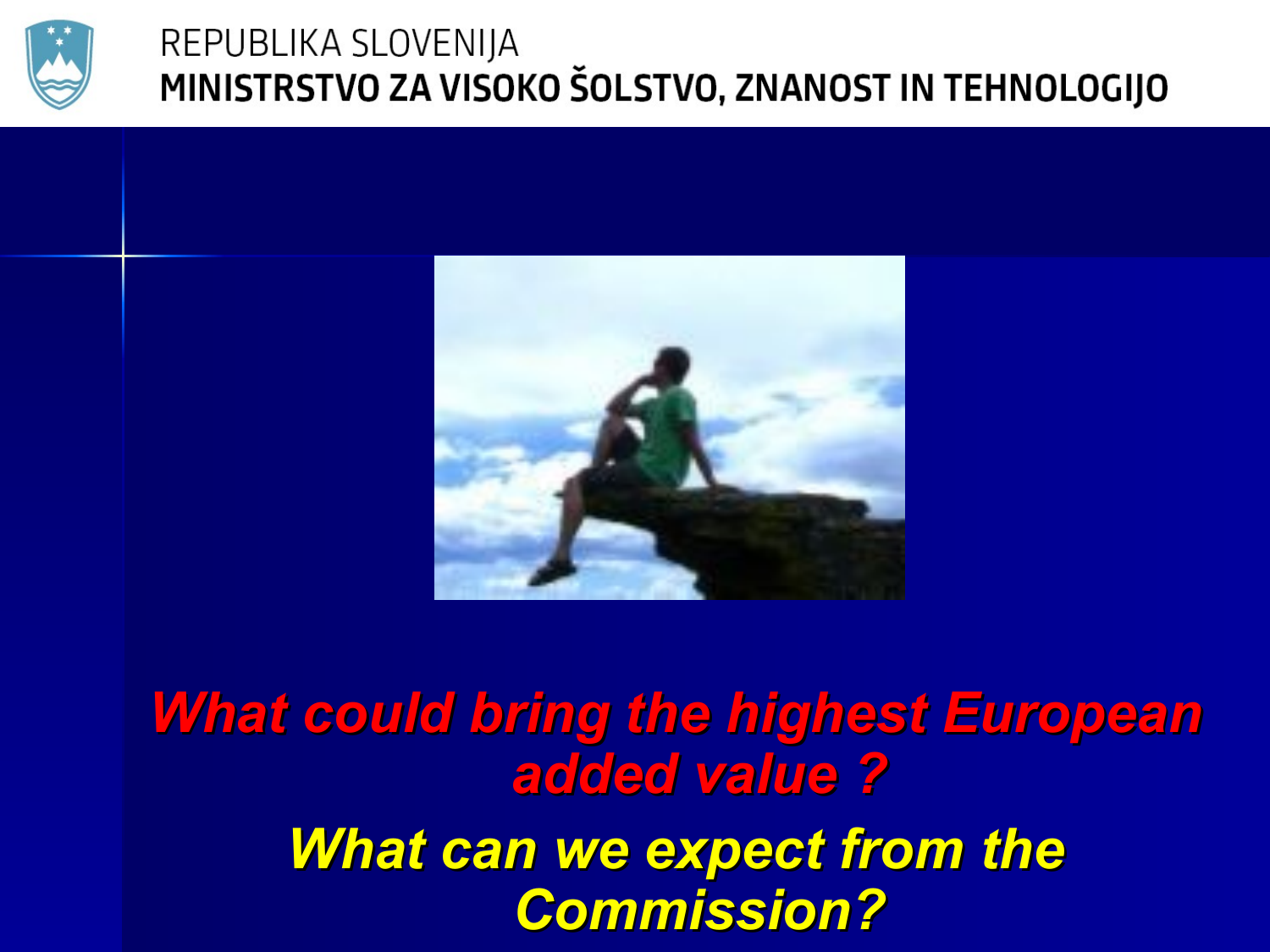**What could bring the highest European added value ?**

**What can we expect from the Commission?**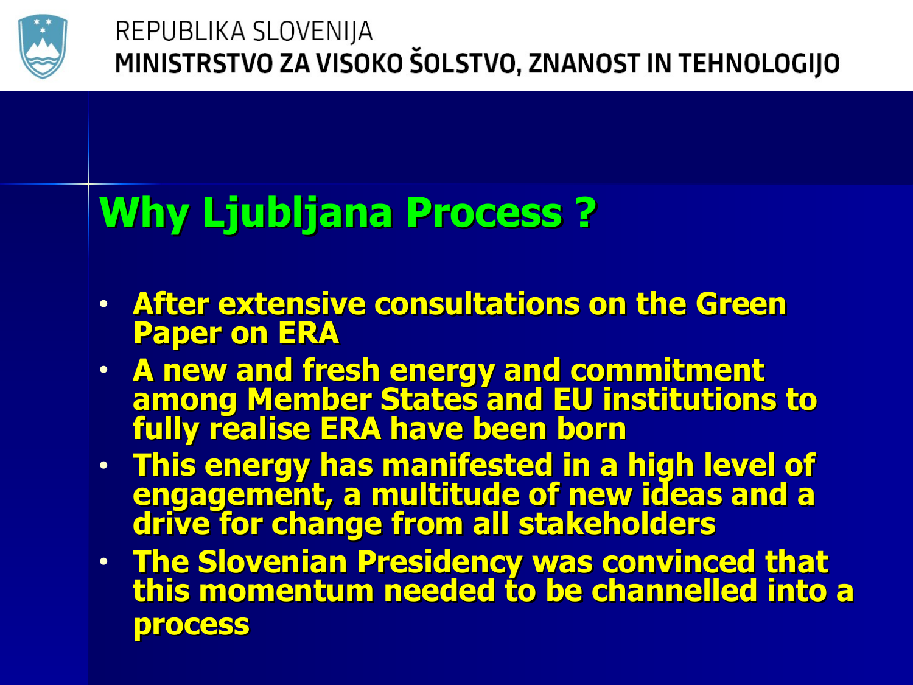# Why Ljubljana Process ?

- **After extensive consultations on the Green Paper on ERA**
- **A new and fresh energy and commitment among Member States and EU institutions to fully realise ERA have been born**
- **This energy has manifested in a high level of engagement, a multitude of new ideas and a drive for change from all stakeholders**
- **The Slovenian Presidency was convinced that this momentum needed to be channelled into a process**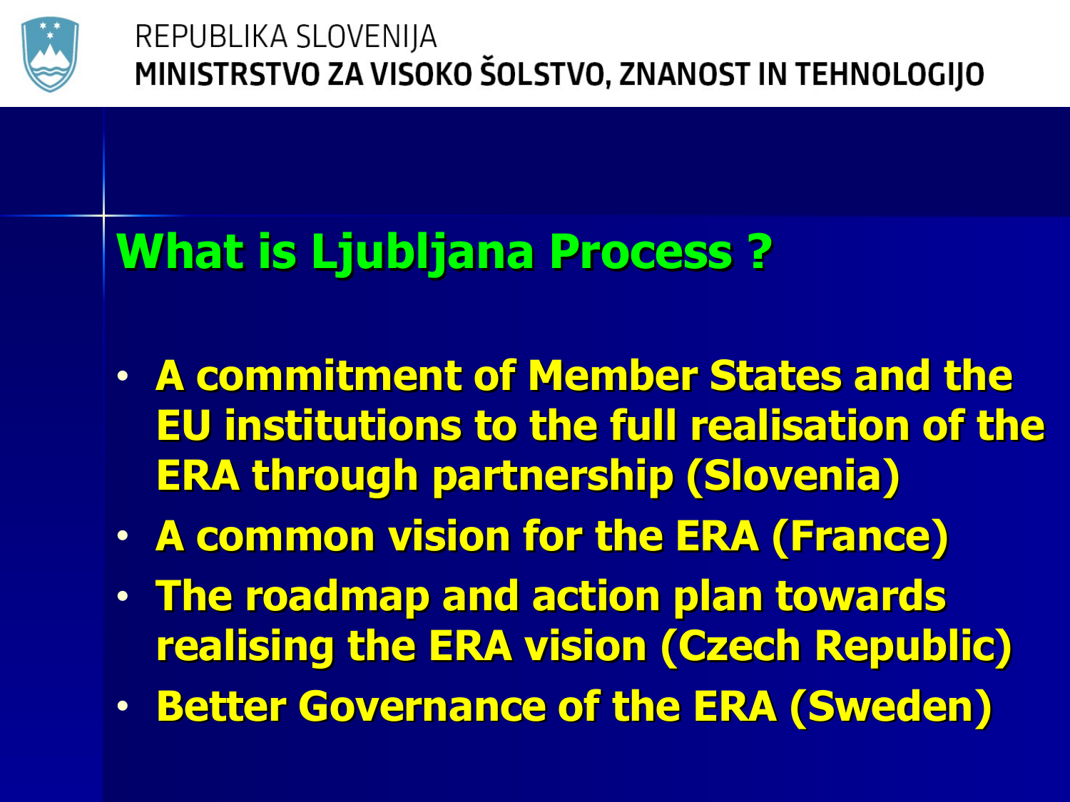## What is Ljubljana Process ?

- **A commitment of Member States and the EU institutions to the full realisation of the ERA through partnership (Slovenia)**
- **A common vision for the ERA (France)**
- **The roadmap and action plan towards realising the ERA vision (Czech Republic)**
- **Better Governance of the ERA (Sweden)**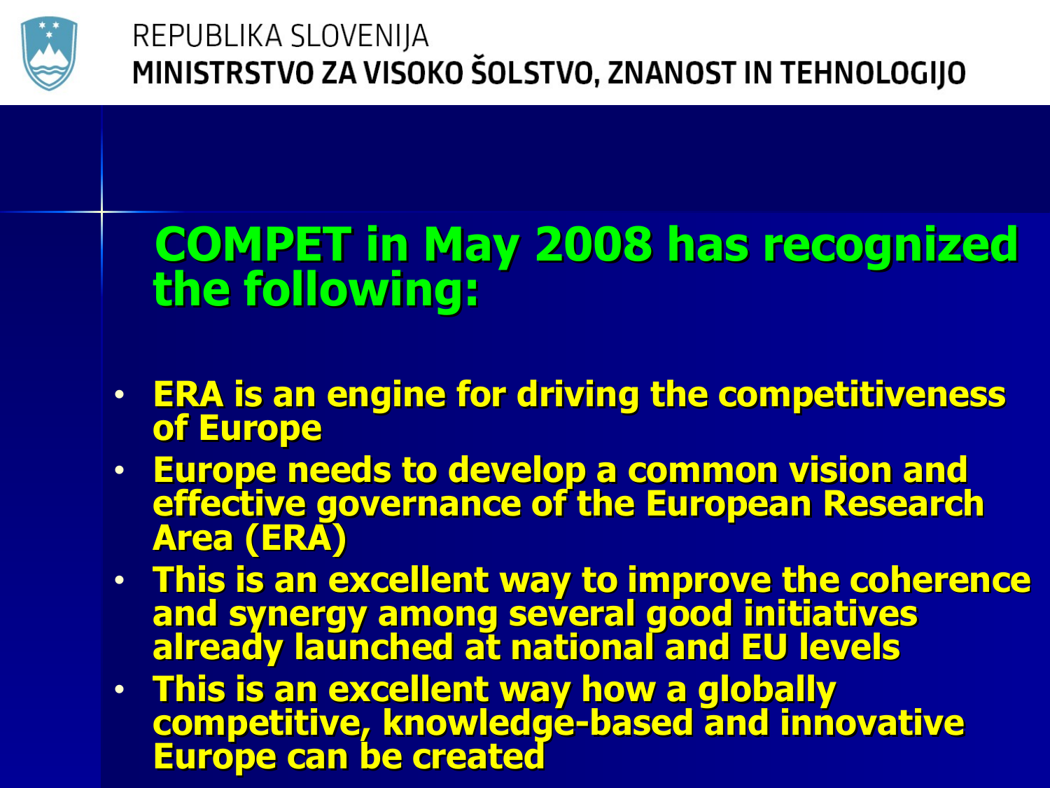REPUBLIKA SLOVENIJA
MINISTRSTVO ZA VISOKO ŠOLSTVO, ZNANOST IN TEHNOLOGIJO

# COMPET in May 2008 has recognized the following:

- ERA is an engine for driving the competitiveness of Europe
- Europe needs to develop a common vision and effective governance of the European Research Area (ERA)
- This is an excellent way to improve the coherence and synergy among several good initiatives already launched at national and EU levels
- This is an excellent way how a globally competitive, knowledge-based and innovative Europe can be created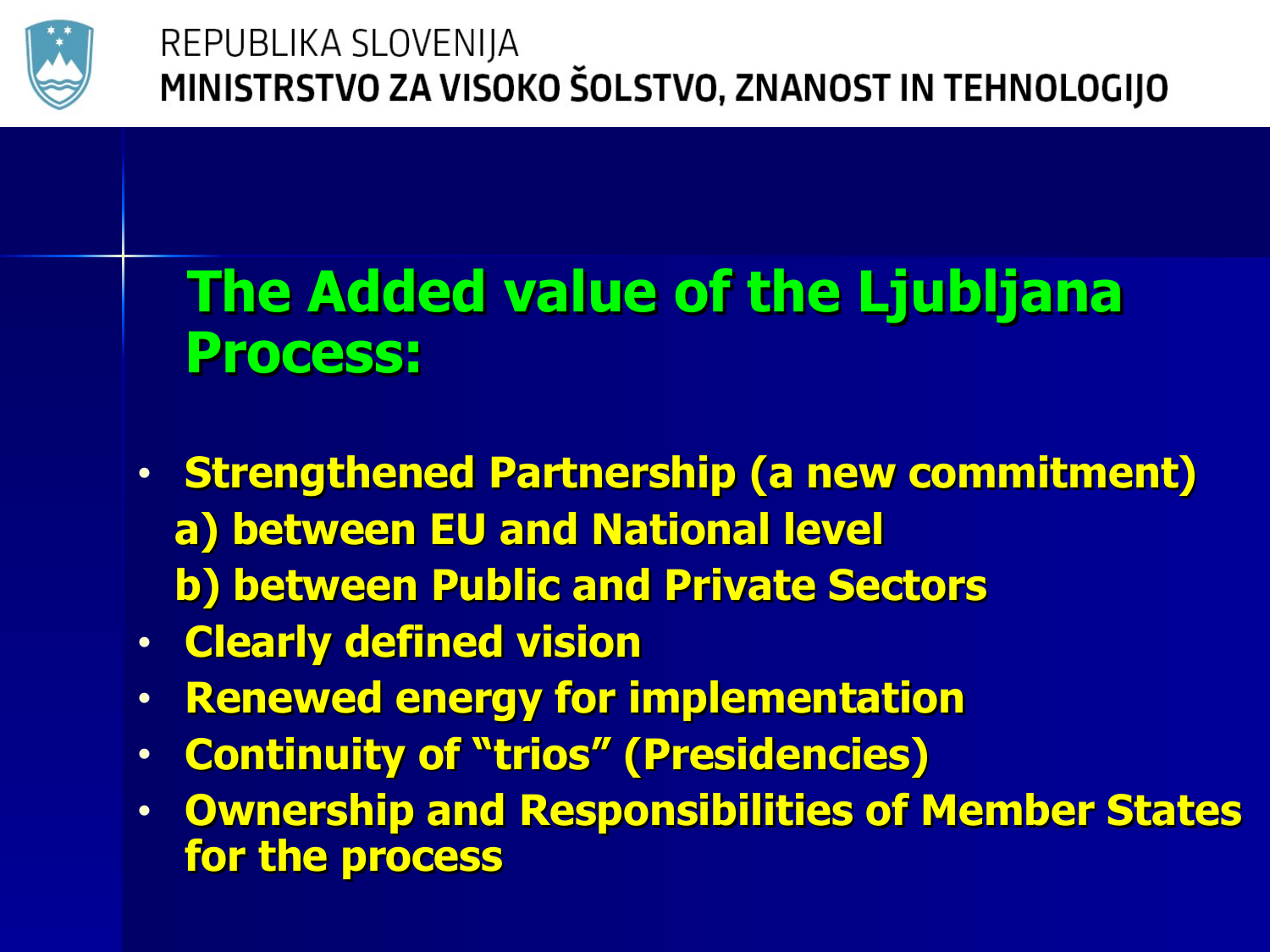# The Added value of the Ljubljana Process:

- **Strengthened Partnership (a new commitment)**
  - **a) between EU and National level**
  - **b) between Public and Private Sectors**
- **Clearly defined vision**
- **Renewed energy for implementation**
- **Continuity of "trios" (Presidencies)**
- **Ownership and Responsibilities of Member States for the process**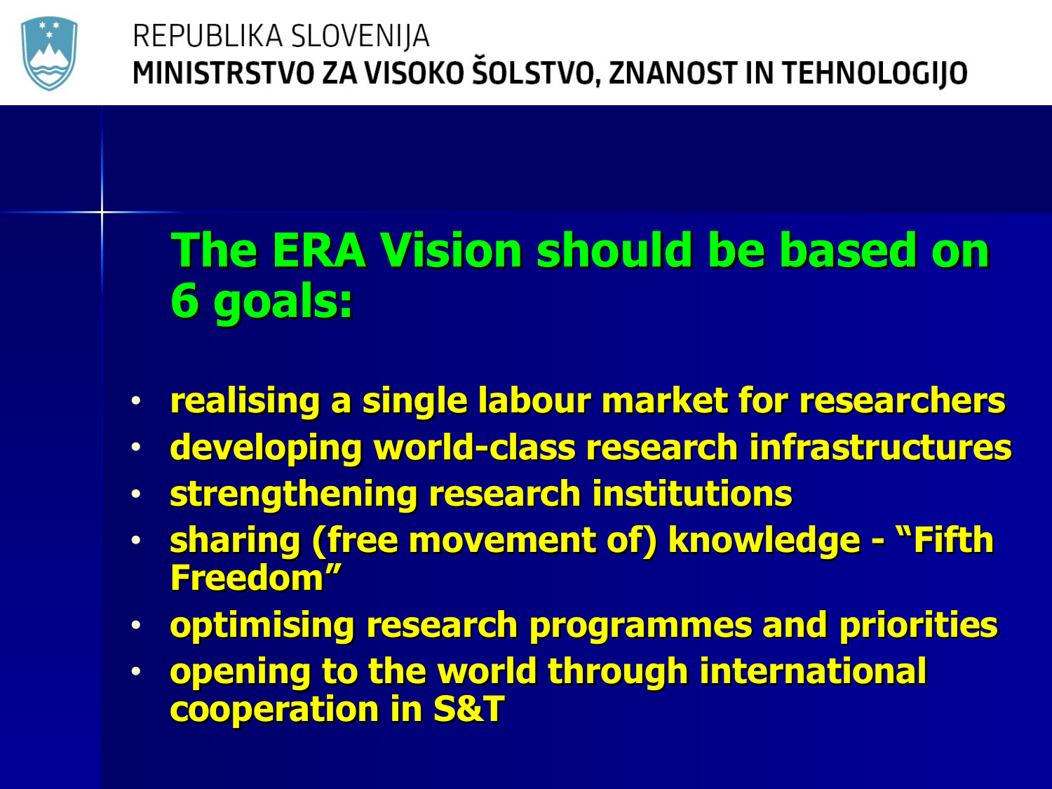# The ERA Vision should be based on 6 goals:

- **realising a single labour market for researchers**
- **developing world-class research infrastructures**
- **strengthening research institutions**
- **sharing (free movement of) knowledge - "Fifth Freedom"**
- **optimising research programmes and priorities**
- **opening to the world through international cooperation in S&T**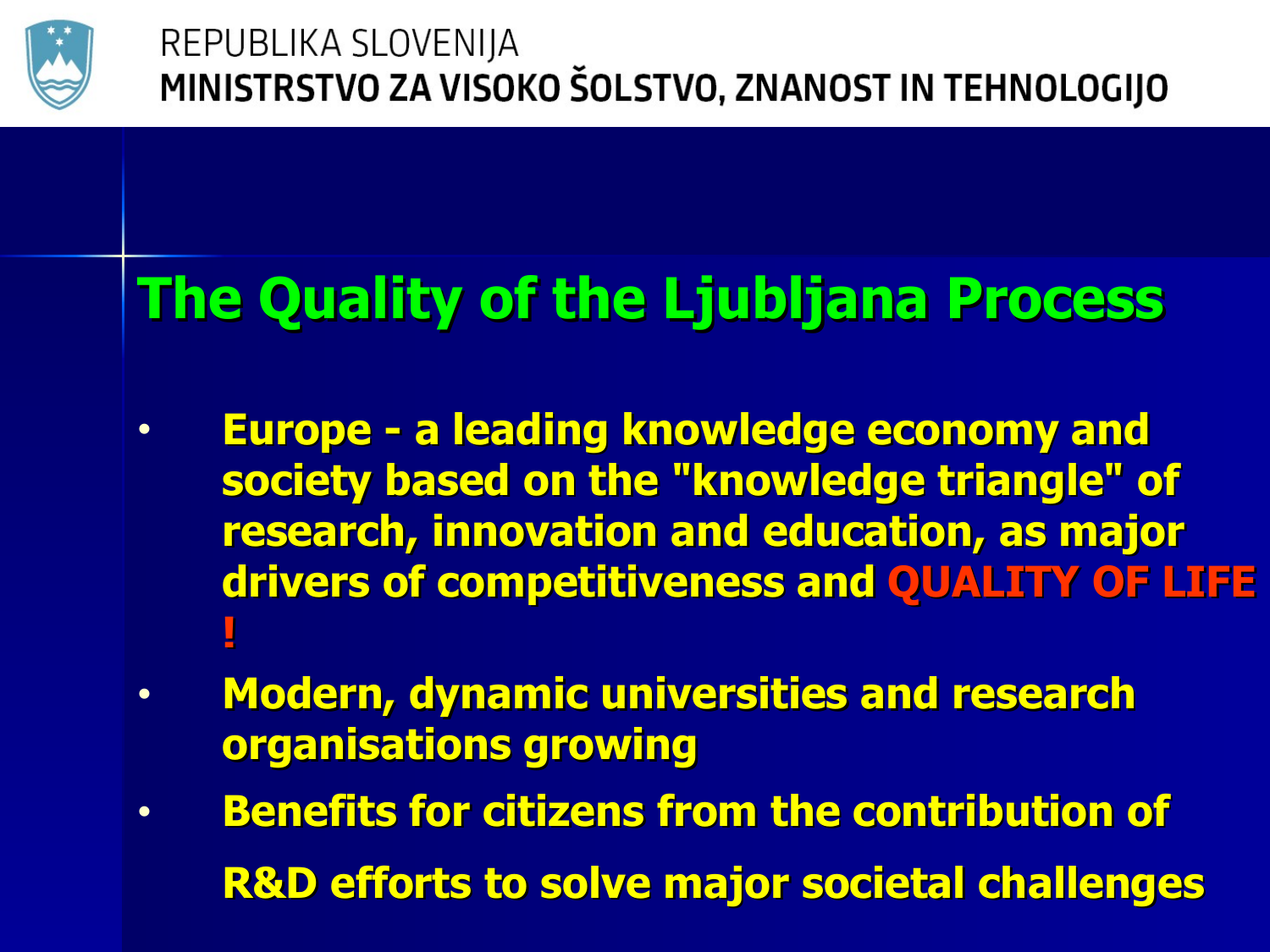# The Quality of the Ljubljana Process

- Europe - a leading knowledge economy and society based on the "knowledge triangle" of research, innovation and education, as major drivers of competitiveness and QUALITY OF LIFE !
- Modern, dynamic universities and research organisations growing
- Benefits for citizens from the contribution of R&D efforts to solve major societal challenges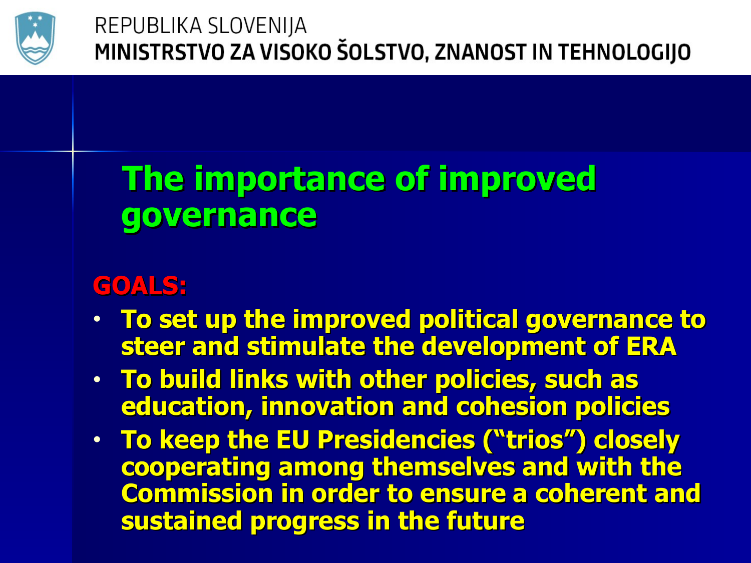REPUBLIKA SLOVENIJA
MINISTRSTVO ZA VISOKO ŠOLSTVO, ZNANOST IN TEHNOLOGIJO

# The importance of improved governance

**GOALS:**

- **To set up the improved political governance to steer and stimulate the development of ERA**
- **To build links with other policies, such as education, innovation and cohesion policies**
- **To keep the EU Presidencies ("trios") closely cooperating among themselves and with the Commission in order to ensure a coherent and sustained progress in the future**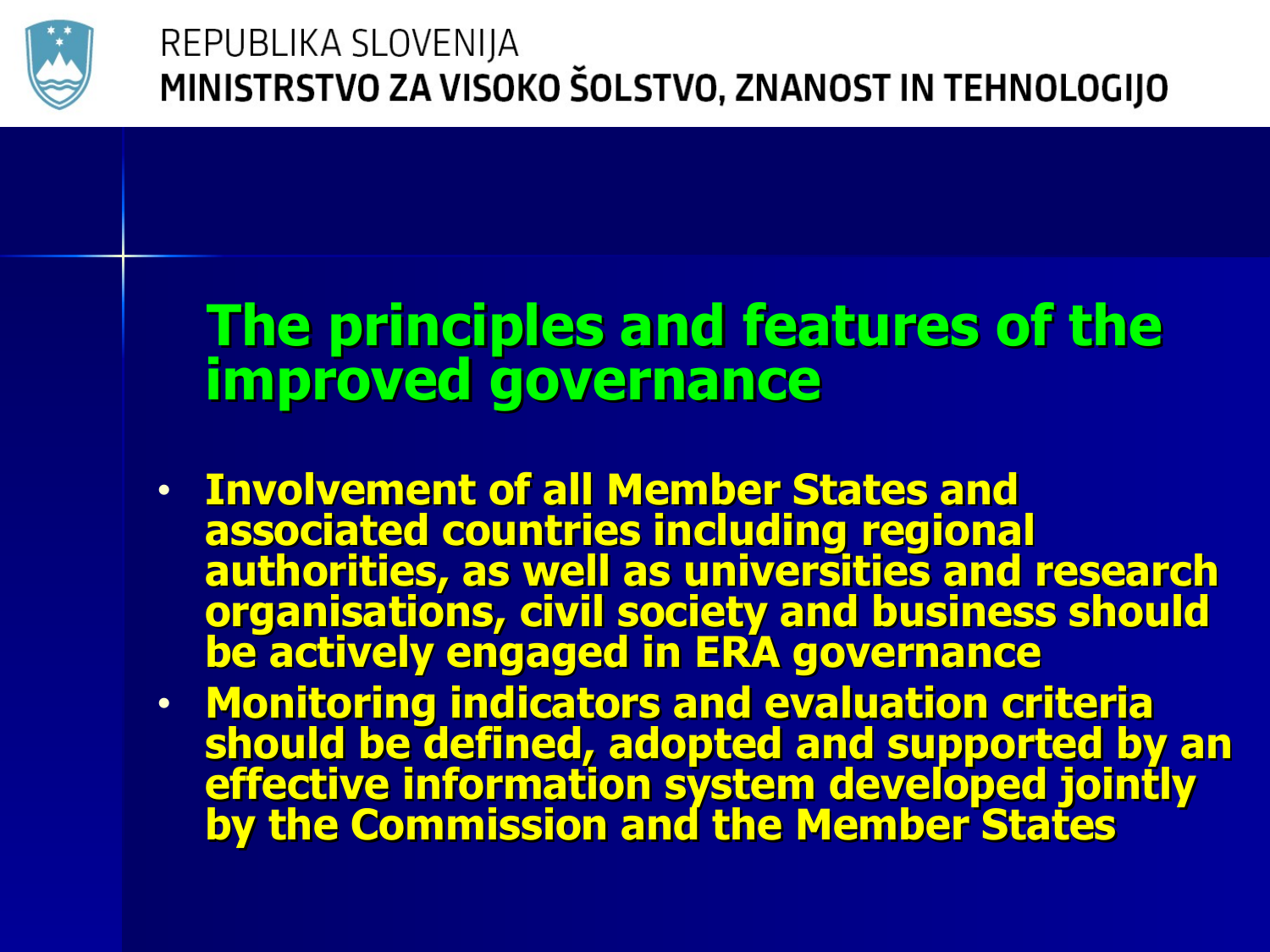## The principles and features of the improved governance

- Involvement of all Member States and associated countries including regional authorities, as well as universities and research organisations, civil society and business should be actively engaged in ERA governance
- Monitoring indicators and evaluation criteria should be defined, adopted and supported by an effective information system developed jointly by the Commission and the Member States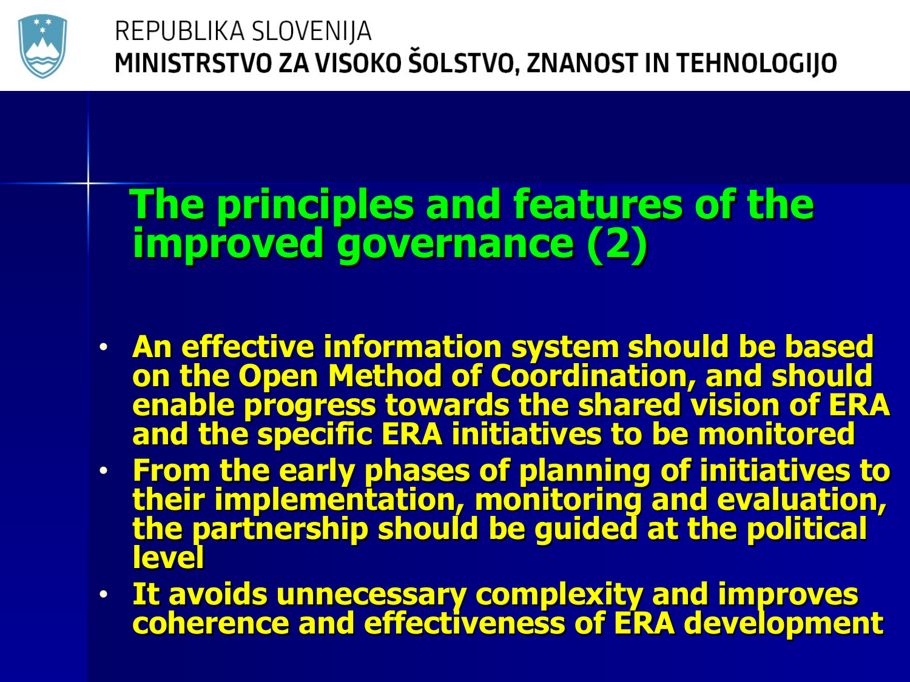# The principles and features of the improved governance (2)

- An effective information system should be based on the Open Method of Coordination, and should enable progress towards the shared vision of ERA and the specific ERA initiatives to be monitored
- From the early phases of planning of initiatives to their implementation, monitoring and evaluation, the partnership should be guided at the political level
- It avoids unnecessary complexity and improves coherence and effectiveness of ERA development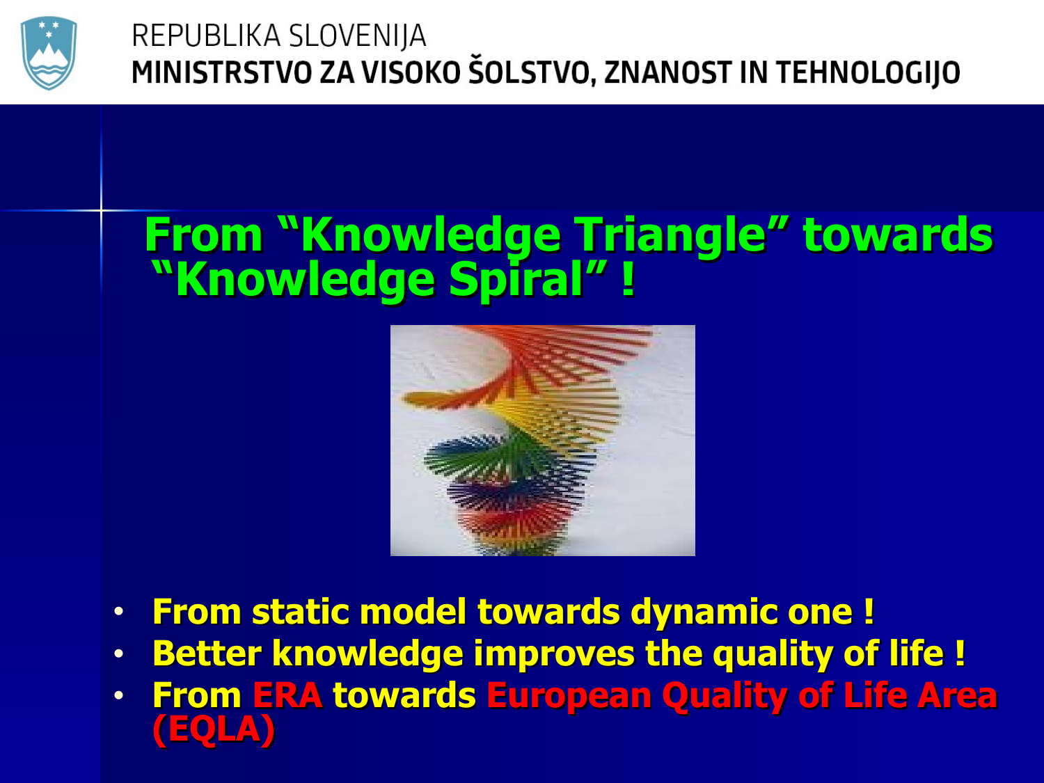REPUBLIKA SLOVENIJA
MINISTRSTVO ZA VISOKO ŠOLSTVO, ZNANOST IN TEHNOLOGIJO

# From "Knowledge Triangle" towards "Knowledge Spiral" !

- **From static model towards dynamic one !**
- **Better knowledge improves the quality of life !**
- **From ERA towards European Quality of Life Area (EQLA)**